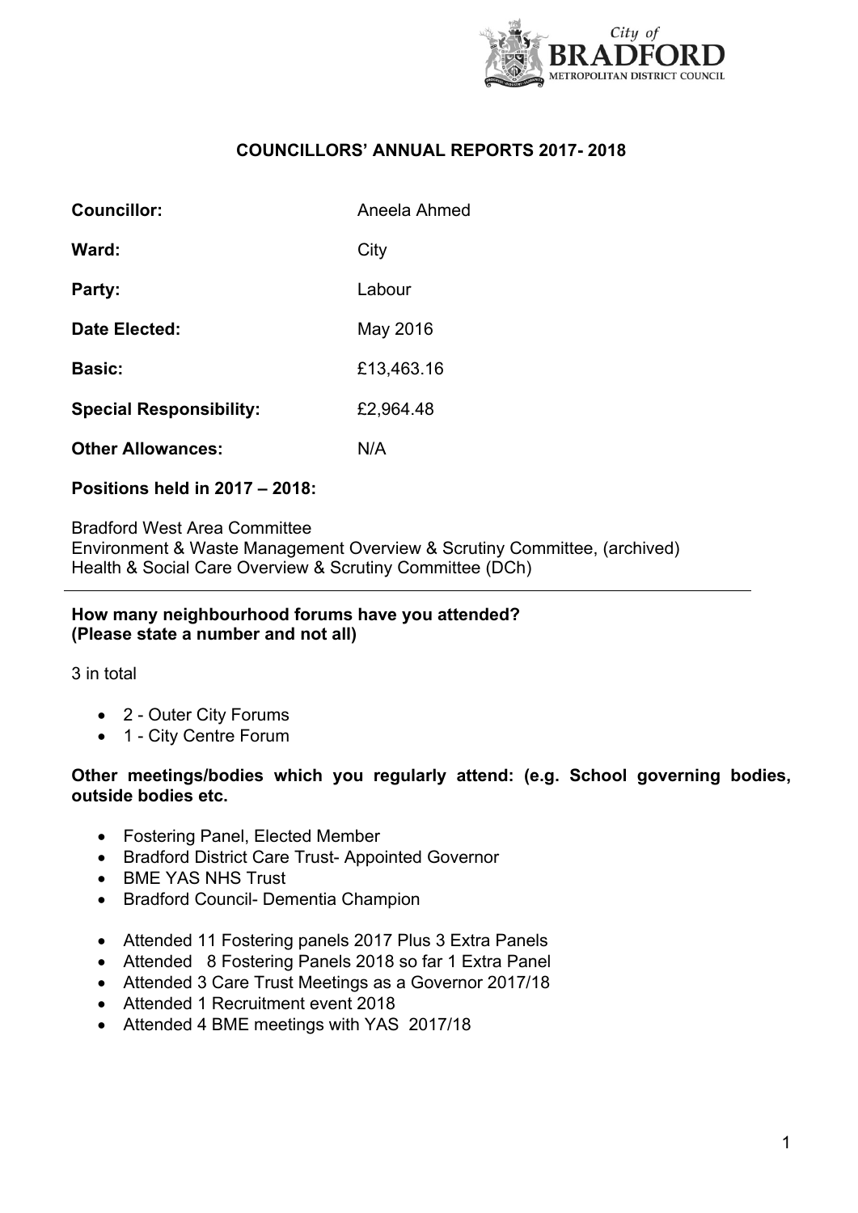## COUNCILLORS' ANNUAL REPORTS 2017- 2018

**Councillor:** Aneela Ahmed

**Ward:** City

**Party:** Labour

**Date Elected:** May 2016

**Basic:** £13,463.16

**Special Responsibility:** £2,964.48

**Other Allowances:** N/A

**Positions held in 2017 – 2018:**

Bradford West Area Committee
Environment & Waste Management Overview & Scrutiny Committee, (archived)
Health & Social Care Overview & Scrutiny Committee (DCh)

---

**How many neighbourhood forums have you attended?**
**(Please state a number and not all)**

3 in total

- 2 - Outer City Forums
- 1 - City Centre Forum

**Other meetings/bodies which you regularly attend: (e.g. School governing bodies, outside bodies etc.**

- Fostering Panel, Elected Member
- Bradford District Care Trust- Appointed Governor
- BME YAS NHS Trust
- Bradford Council- Dementia Champion

- Attended 11 Fostering panels 2017 Plus 3 Extra Panels
- Attended 8 Fostering Panels 2018 so far 1 Extra Panel
- Attended 3 Care Trust Meetings as a Governor 2017/18
- Attended 1 Recruitment event 2018
- Attended 4 BME meetings with YAS 2017/18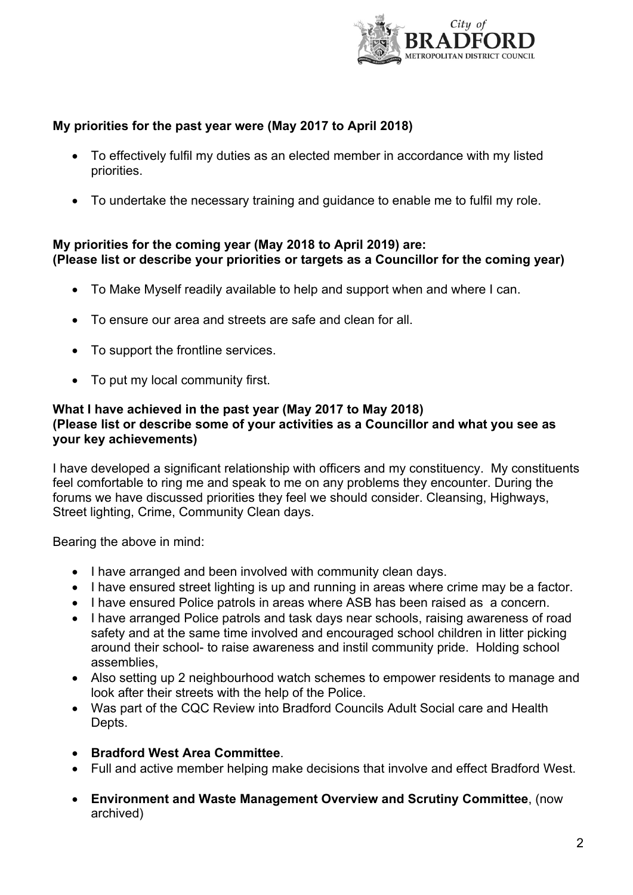**My priorities for the past year were (May 2017 to April 2018)**

- To effectively fulfil my duties as an elected member in accordance with my listed priorities.
- To undertake the necessary training and guidance to enable me to fulfil my role.

**My priorities for the coming year (May 2018 to April 2019) are:**
**(Please list or describe your priorities or targets as a Councillor for the coming year)**

- To Make Myself readily available to help and support when and where I can.
- To ensure our area and streets are safe and clean for all.
- To support the frontline services.
- To put my local community first.

**What I have achieved in the past year (May 2017 to May 2018)**
**(Please list or describe some of your activities as a Councillor and what you see as your key achievements)**

I have developed a significant relationship with officers and my constituency. My constituents feel comfortable to ring me and speak to me on any problems they encounter. During the forums we have discussed priorities they feel we should consider. Cleansing, Highways, Street lighting, Crime, Community Clean days.

Bearing the above in mind:

- I have arranged and been involved with community clean days.
- I have ensured street lighting is up and running in areas where crime may be a factor.
- I have ensured Police patrols in areas where ASB has been raised as a concern.
- I have arranged Police patrols and task days near schools, raising awareness of road safety and at the same time involved and encouraged school children in litter picking around their school- to raise awareness and instil community pride. Holding school assemblies,
- Also setting up 2 neighbourhood watch schemes to empower residents to manage and look after their streets with the help of the Police.
- Was part of the CQC Review into Bradford Councils Adult Social care and Health Depts.
- **Bradford West Area Committee**.
- Full and active member helping make decisions that involve and effect Bradford West.
- **Environment and Waste Management Overview and Scrutiny Committee**, (now archived)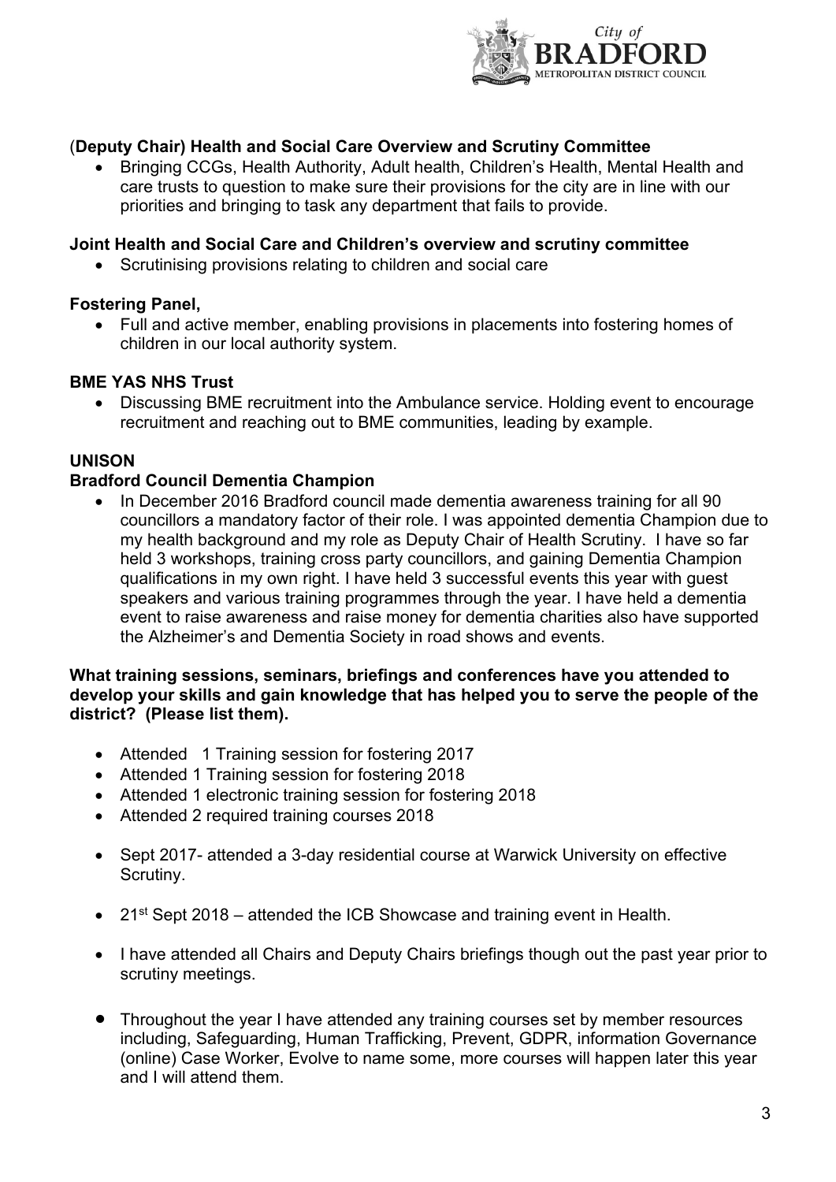(**Deputy Chair) Health and Social Care Overview and Scrutiny Committee**

- Bringing CCGs, Health Authority, Adult health, Children's Health, Mental Health and care trusts to question to make sure their provisions for the city are in line with our priorities and bringing to task any department that fails to provide.

**Joint Health and Social Care and Children's overview and scrutiny committee**

- Scrutinising provisions relating to children and social care

**Fostering Panel,**

- Full and active member, enabling provisions in placements into fostering homes of children in our local authority system.

**BME YAS NHS Trust**

- Discussing BME recruitment into the Ambulance service. Holding event to encourage recruitment and reaching out to BME communities, leading by example.

**UNISON**

**Bradford Council Dementia Champion**

- In December 2016 Bradford council made dementia awareness training for all 90 councillors a mandatory factor of their role. I was appointed dementia Champion due to my health background and my role as Deputy Chair of Health Scrutiny. I have so far held 3 workshops, training cross party councillors, and gaining Dementia Champion qualifications in my own right. I have held 3 successful events this year with guest speakers and various training programmes through the year. I have held a dementia event to raise awareness and raise money for dementia charities also have supported the Alzheimer's and Dementia Society in road shows and events.

**What training sessions, seminars, briefings and conferences have you attended to develop your skills and gain knowledge that has helped you to serve the people of the district? (Please list them).**

- Attended 1 Training session for fostering 2017
- Attended 1 Training session for fostering 2018
- Attended 1 electronic training session for fostering 2018
- Attended 2 required training courses 2018
- Sept 2017- attended a 3-day residential course at Warwick University on effective Scrutiny.
- 21st Sept 2018 – attended the ICB Showcase and training event in Health.
- I have attended all Chairs and Deputy Chairs briefings though out the past year prior to scrutiny meetings.
- Throughout the year I have attended any training courses set by member resources including, Safeguarding, Human Trafficking, Prevent, GDPR, information Governance (online) Case Worker, Evolve to name some, more courses will happen later this year and I will attend them.